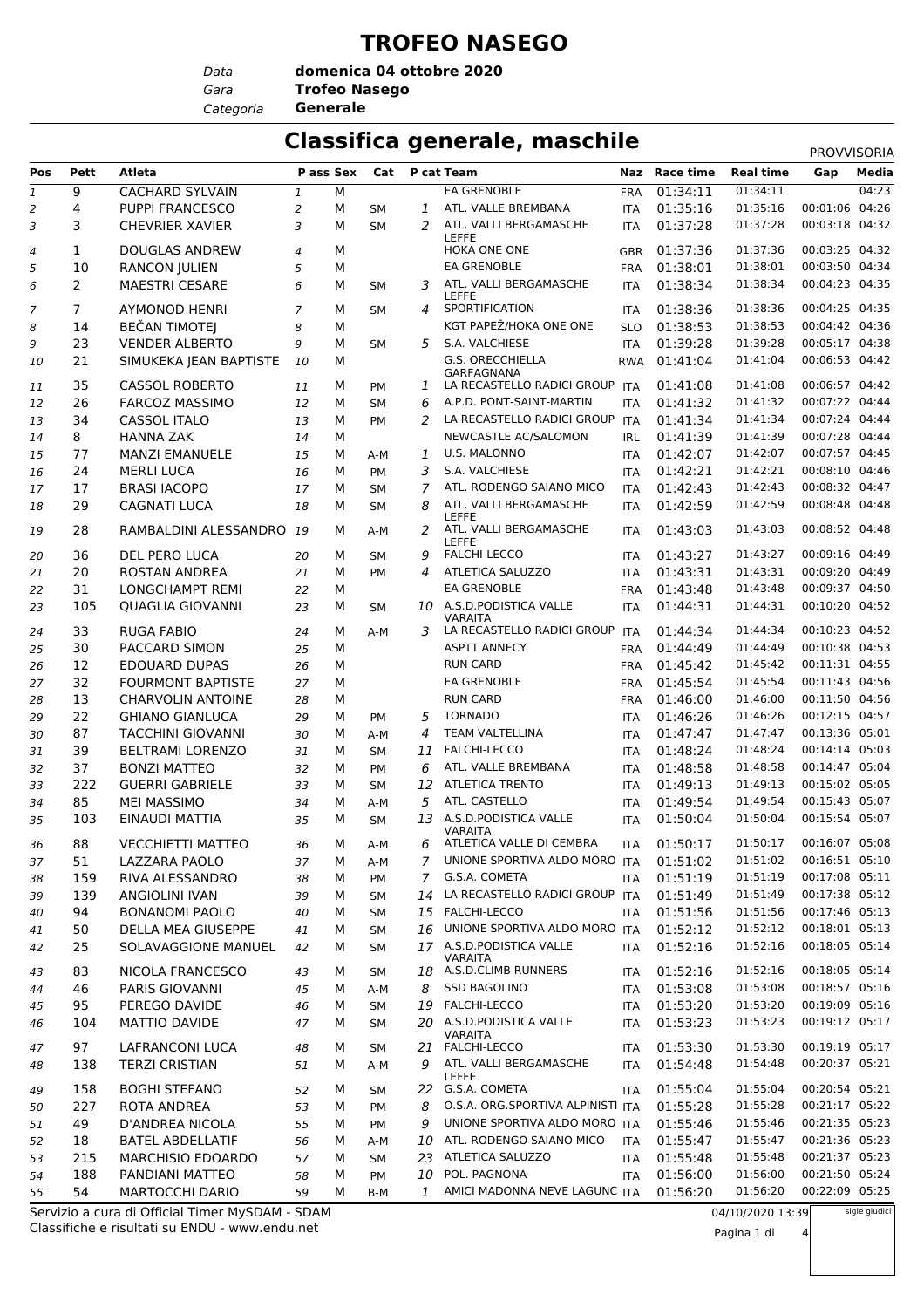# TROFEO NASEGO

*Data* **domenica 04 ottobre 2020**
*Gara* **Trofeo Nasego**
*Categoria* **Generale**

## Classifica generale, maschile

PROVVISORIA

| Pos | Pett | Atleta | P ass | Sex | Cat | P cat | Team | Naz | Race time | Real time | Gap | Media |
|---|---|---|---|---|---|---|---|---|---|---|---|---|
| 1 | 9 | CACHARD SYLVAIN | 1 | M | | | EA GRENOBLE | FRA | 01:34:11 | 01:34:11 | | 04:23 |
| 2 | 4 | PUPPI FRANCESCO | 2 | M | SM | 1 | ATL. VALLE BREMBANA | ITA | 01:35:16 | 01:35:16 | 00:01:06 | 04:26 |
| 3 | 3 | CHEVRIER XAVIER | 3 | M | SM | 2 | ATL. VALLI BERGAMASCHE LEFFE | ITA | 01:37:28 | 01:37:28 | 00:03:18 | 04:32 |
| 4 | 1 | DOUGLAS ANDREW | 4 | M | | | HOKA ONE ONE | GBR | 01:37:36 | 01:37:36 | 00:03:25 | 04:32 |
| 5 | 10 | RANCON JULIEN | 5 | M | | | EA GRENOBLE | FRA | 01:38:01 | 01:38:01 | 00:03:50 | 04:34 |
| 6 | 2 | MAESTRI CESARE | 6 | M | SM | 3 | ATL. VALLI BERGAMASCHE LEFFE | ITA | 01:38:34 | 01:38:34 | 00:04:23 | 04:35 |
| 7 | 7 | AYMONOD HENRI | 7 | M | SM | 4 | SPORTIFICATION | ITA | 01:38:36 | 01:38:36 | 00:04:25 | 04:35 |
| 8 | 14 | BEČAN TIMOTEJ | 8 | M | | | KGT PAPEŽ/HOKA ONE ONE | SLO | 01:38:53 | 01:38:53 | 00:04:42 | 04:36 |
| 9 | 23 | VENDER ALBERTO | 9 | M | SM | 5 | S.A. VALCHIESE | ITA | 01:39:28 | 01:39:28 | 00:05:17 | 04:38 |
| 10 | 21 | SIMUKEKA JEAN BAPTISTE | 10 | M | | | G.S. ORECCHIELLA GARFAGNANA | RWA | 01:41:04 | 01:41:04 | 00:06:53 | 04:42 |
| 11 | 35 | CASSOL ROBERTO | 11 | M | PM | 1 | LA RECASTELLO RADICI GROUP | ITA | 01:41:08 | 01:41:08 | 00:06:57 | 04:42 |
| 12 | 26 | FARCOZ MASSIMO | 12 | M | SM | 6 | A.P.D. PONT-SAINT-MARTIN | ITA | 01:41:32 | 01:41:32 | 00:07:22 | 04:44 |
| 13 | 34 | CASSOL ITALO | 13 | M | PM | 2 | LA RECASTELLO RADICI GROUP | ITA | 01:41:34 | 01:41:34 | 00:07:24 | 04:44 |
| 14 | 8 | HANNA ZAK | 14 | M | | | NEWCASTLE AC/SALOMON | IRL | 01:41:39 | 01:41:39 | 00:07:28 | 04:44 |
| 15 | 77 | MANZI EMANUELE | 15 | M | A-M | 1 | U.S. MALONNO | ITA | 01:42:07 | 01:42:07 | 00:07:57 | 04:45 |
| 16 | 24 | MERLI LUCA | 16 | M | PM | 3 | S.A. VALCHIESE | ITA | 01:42:21 | 01:42:21 | 00:08:10 | 04:46 |
| 17 | 17 | BRASI IACOPO | 17 | M | SM | 7 | ATL. RODENGO SAIANO MICO | ITA | 01:42:43 | 01:42:43 | 00:08:32 | 04:47 |
| 18 | 29 | CAGNATI LUCA | 18 | M | SM | 8 | ATL. VALLI BERGAMASCHE LEFFE | ITA | 01:42:59 | 01:42:59 | 00:08:48 | 04:48 |
| 19 | 28 | RAMBALDINI ALESSANDRO | 19 | M | A-M | 2 | ATL. VALLI BERGAMASCHE LEFFE | ITA | 01:43:03 | 01:43:03 | 00:08:52 | 04:48 |
| 20 | 36 | DEL PERO LUCA | 20 | M | SM | 9 | FALCHI-LECCO | ITA | 01:43:27 | 01:43:27 | 00:09:16 | 04:49 |
| 21 | 20 | ROSTAN ANDREA | 21 | M | PM | 4 | ATLETICA SALUZZO | ITA | 01:43:31 | 01:43:31 | 00:09:20 | 04:49 |
| 22 | 31 | LONGCHAMPT REMI | 22 | M | | | EA GRENOBLE | FRA | 01:43:48 | 01:43:48 | 00:09:37 | 04:50 |
| 23 | 105 | QUAGLIA GIOVANNI | 23 | M | SM | 10 | A.S.D.PODISTICA VALLE VARAITA | ITA | 01:44:31 | 01:44:31 | 00:10:20 | 04:52 |
| 24 | 33 | RUGA FABIO | 24 | M | A-M | 3 | LA RECASTELLO RADICI GROUP | ITA | 01:44:34 | 01:44:34 | 00:10:23 | 04:52 |
| 25 | 30 | PACCARD SIMON | 25 | M | | | ASPTT ANNECY | FRA | 01:44:49 | 01:44:49 | 00:10:38 | 04:53 |
| 26 | 12 | EDOUARD DUPAS | 26 | M | | | RUN CARD | FRA | 01:45:42 | 01:45:42 | 00:11:31 | 04:55 |
| 27 | 32 | FOURMONT BAPTISTE | 27 | M | | | EA GRENOBLE | FRA | 01:45:54 | 01:45:54 | 00:11:43 | 04:56 |
| 28 | 13 | CHARVOLIN ANTOINE | 28 | M | | | RUN CARD | FRA | 01:46:00 | 01:46:00 | 00:11:50 | 04:56 |
| 29 | 22 | GHIANO GIANLUCA | 29 | M | PM | 5 | TORNADO | ITA | 01:46:26 | 01:46:26 | 00:12:15 | 04:57 |
| 30 | 87 | TACCHINI GIOVANNI | 30 | M | A-M | 4 | TEAM VALTELLINA | ITA | 01:47:47 | 01:47:47 | 00:13:36 | 05:01 |
| 31 | 39 | BELTRAMI LORENZO | 31 | M | SM | 11 | FALCHI-LECCO | ITA | 01:48:24 | 01:48:24 | 00:14:14 | 05:03 |
| 32 | 37 | BONZI MATTEO | 32 | M | PM | 6 | ATL. VALLE BREMBANA | ITA | 01:48:58 | 01:48:58 | 00:14:47 | 05:04 |
| 33 | 222 | GUERRI GABRIELE | 33 | M | SM | 12 | ATLETICA TRENTO | ITA | 01:49:13 | 01:49:13 | 00:15:02 | 05:05 |
| 34 | 85 | MEI MASSIMO | 34 | M | A-M | 5 | ATL. CASTELLO | ITA | 01:49:54 | 01:49:54 | 00:15:43 | 05:07 |
| 35 | 103 | EINAUDI MATTIA | 35 | M | SM | 13 | A.S.D.PODISTICA VALLE VARAITA | ITA | 01:50:04 | 01:50:04 | 00:15:54 | 05:07 |
| 36 | 88 | VECCHIETTI MATTEO | 36 | M | A-M | 6 | ATLETICA VALLE DI CEMBRA | ITA | 01:50:17 | 01:50:17 | 00:16:07 | 05:08 |
| 37 | 51 | LAZZARA PAOLO | 37 | M | A-M | 7 | UNIONE SPORTIVA ALDO MORO | ITA | 01:51:02 | 01:51:02 | 00:16:51 | 05:10 |
| 38 | 159 | RIVA ALESSANDRO | 38 | M | PM | 7 | G.S.A. COMETA | ITA | 01:51:19 | 01:51:19 | 00:17:08 | 05:11 |
| 39 | 139 | ANGIOLINI IVAN | 39 | M | SM | 14 | LA RECASTELLO RADICI GROUP | ITA | 01:51:49 | 01:51:49 | 00:17:38 | 05:12 |
| 40 | 94 | BONANOMI PAOLO | 40 | M | SM | 15 | FALCHI-LECCO | ITA | 01:51:56 | 01:51:56 | 00:17:46 | 05:13 |
| 41 | 50 | DELLA MEA GIUSEPPE | 41 | M | SM | 16 | UNIONE SPORTIVA ALDO MORO | ITA | 01:52:12 | 01:52:12 | 00:18:01 | 05:13 |
| 42 | 25 | SOLAVAGGIONE MANUEL | 42 | M | SM | 17 | A.S.D.PODISTICA VALLE VARAITA | ITA | 01:52:16 | 01:52:16 | 00:18:05 | 05:14 |
| 43 | 83 | NICOLA FRANCESCO | 43 | M | SM | 18 | A.S.D.CLIMB RUNNERS | ITA | 01:52:16 | 01:52:16 | 00:18:05 | 05:14 |
| 44 | 46 | PARIS GIOVANNI | 45 | M | A-M | 8 | SSD BAGOLINO | ITA | 01:53:08 | 01:53:08 | 00:18:57 | 05:16 |
| 45 | 95 | PEREGO DAVIDE | 46 | M | SM | 19 | FALCHI-LECCO | ITA | 01:53:20 | 01:53:20 | 00:19:09 | 05:16 |
| 46 | 104 | MATTIO DAVIDE | 47 | M | SM | 20 | A.S.D.PODISTICA VALLE VARAITA | ITA | 01:53:23 | 01:53:23 | 00:19:12 | 05:17 |
| 47 | 97 | LAFRANCONI LUCA | 48 | M | SM | 21 | FALCHI-LECCO | ITA | 01:53:30 | 01:53:30 | 00:19:19 | 05:17 |
| 48 | 138 | TERZI CRISTIAN | 51 | M | A-M | 9 | ATL. VALLI BERGAMASCHE LEFFE | ITA | 01:54:48 | 01:54:48 | 00:20:37 | 05:21 |
| 49 | 158 | BOGHI STEFANO | 52 | M | SM | 22 | G.S.A. COMETA | ITA | 01:55:04 | 01:55:04 | 00:20:54 | 05:21 |
| 50 | 227 | ROTA ANDREA | 53 | M | PM | 8 | O.S.A. ORG.SPORTIVA ALPINISTI | ITA | 01:55:28 | 01:55:28 | 00:21:17 | 05:22 |
| 51 | 49 | D'ANDREA NICOLA | 55 | M | PM | 9 | UNIONE SPORTIVA ALDO MORO | ITA | 01:55:46 | 01:55:46 | 00:21:35 | 05:23 |
| 52 | 18 | BATEL ABDELLATIF | 56 | M | A-M | 10 | ATL. RODENGO SAIANO MICO | ITA | 01:55:47 | 01:55:47 | 00:21:36 | 05:23 |
| 53 | 215 | MARCHISIO EDOARDO | 57 | M | SM | 23 | ATLETICA SALUZZO | ITA | 01:55:48 | 01:55:48 | 00:21:37 | 05:23 |
| 54 | 188 | PANDIANI MATTEO | 58 | M | PM | 10 | POL. PAGNONA | ITA | 01:56:00 | 01:56:00 | 00:21:50 | 05:24 |
| 55 | 54 | MARTOCCHI DARIO | 59 | M | B-M | 1 | AMICI MADONNA NEVE LAGUNC | ITA | 01:56:20 | 01:56:20 | 00:22:09 | 05:25 |

Servizio a cura di Official Timer MySDAM - SDAM
Classifiche e risultati su ENDU - www.endu.net

04/10/2020 13:39

sigle giudici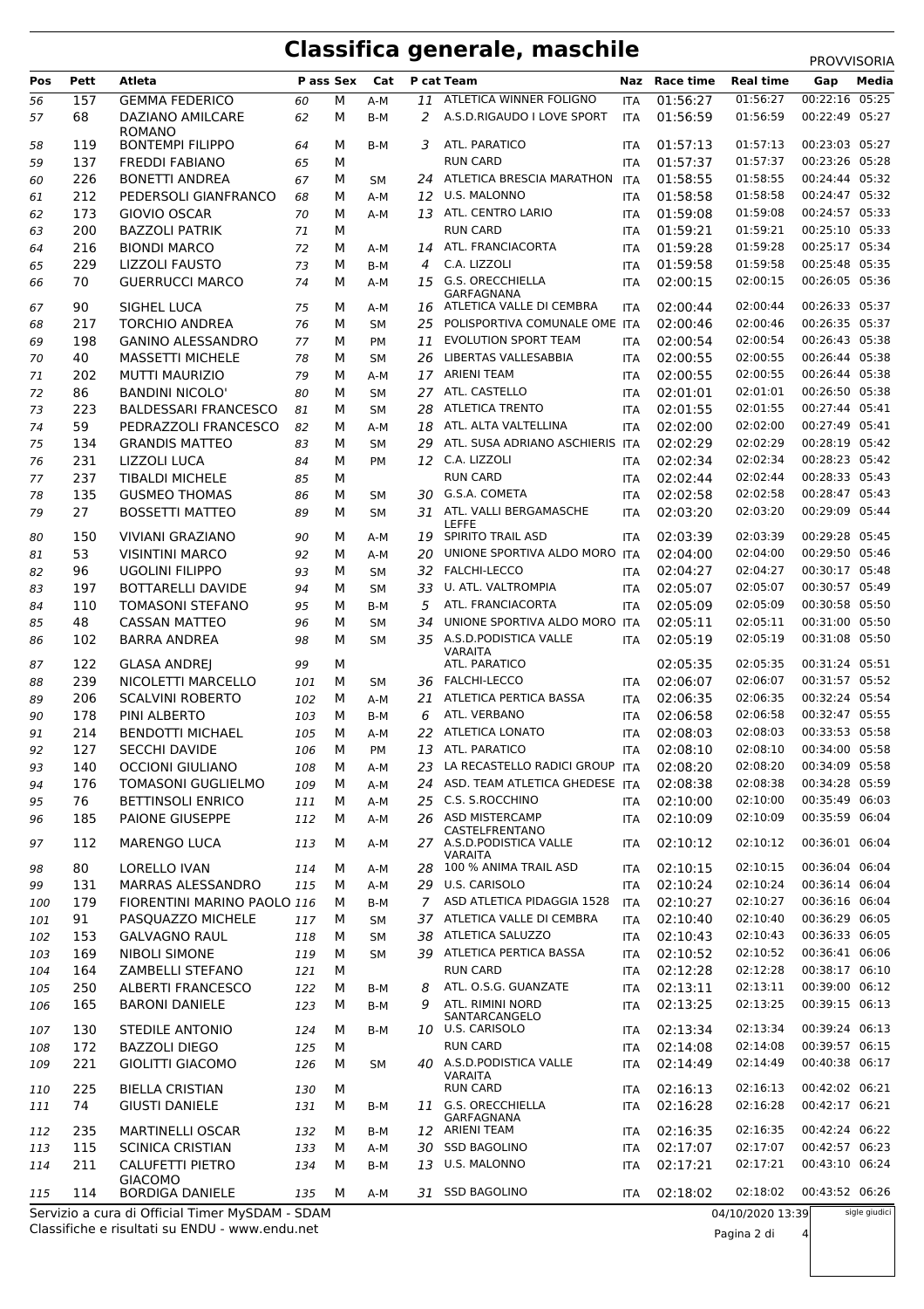# Classifica generale, maschile

PROVVISORIA

| Pos | Pett | Atleta | P ass | Sex | Cat | P cat | Team | Naz | Race time | Real time | Gap | Media |
|---|---|---|---|---|---|---|---|---|---|---|---|---|
| 56 | 157 | GEMMA FEDERICO | 60 | M | A-M | 11 | ATLETICA WINNER FOLIGNO | ITA | 01:56:27 | 01:56:27 | 00:22:16 | 05:25 |
| 57 | 68 | DAZIANO AMILCARE ROMANO | 62 | M | B-M | 2 | A.S.D.RIGAUDO I LOVE SPORT | ITA | 01:56:59 | 01:56:59 | 00:22:49 | 05:27 |
| 58 | 119 | BONTEMPI FILIPPO | 64 | M | B-M | 3 | ATL. PARATICO | ITA | 01:57:13 | 01:57:13 | 00:23:03 | 05:27 |
| 59 | 137 | FREDDI FABIANO | 65 | M | | | RUN CARD | ITA | 01:57:37 | 01:57:37 | 00:23:26 | 05:28 |
| 60 | 226 | BONETTI ANDREA | 67 | M | SM | 24 | ATLETICA BRESCIA MARATHON | ITA | 01:58:55 | 01:58:55 | 00:24:44 | 05:32 |
| 61 | 212 | PEDERSOLI GIANFRANCO | 68 | M | A-M | 12 | U.S. MALONNO | ITA | 01:58:58 | 01:58:58 | 00:24:47 | 05:32 |
| 62 | 173 | GIOVIO OSCAR | 70 | M | A-M | 13 | ATL. CENTRO LARIO | ITA | 01:59:08 | 01:59:08 | 00:24:57 | 05:33 |
| 63 | 200 | BAZZOLI PATRIK | 71 | M | | | RUN CARD | ITA | 01:59:21 | 01:59:21 | 00:25:10 | 05:33 |
| 64 | 216 | BIONDI MARCO | 72 | M | A-M | 14 | ATL. FRANCIACORTA | ITA | 01:59:28 | 01:59:28 | 00:25:17 | 05:34 |
| 65 | 229 | LIZZOLI FAUSTO | 73 | M | B-M | 4 | C.A. LIZZOLI | ITA | 01:59:58 | 01:59:58 | 00:25:48 | 05:35 |
| 66 | 70 | GUERRUCCI MARCO | 74 | M | A-M | 15 | G.S. ORECCHIELLA GARFAGNANA | ITA | 02:00:15 | 02:00:15 | 00:26:05 | 05:36 |
| 67 | 90 | SIGHEL LUCA | 75 | M | A-M | 16 | ATLETICA VALLE DI CEMBRA | ITA | 02:00:44 | 02:00:44 | 00:26:33 | 05:37 |
| 68 | 217 | TORCHIO ANDREA | 76 | M | SM | 25 | POLISPORTIVA COMUNALE OME | ITA | 02:00:46 | 02:00:46 | 00:26:35 | 05:37 |
| 69 | 198 | GANINO ALESSANDRO | 77 | M | PM | 11 | EVOLUTION SPORT TEAM | ITA | 02:00:54 | 02:00:54 | 00:26:43 | 05:38 |
| 70 | 40 | MASSETTI MICHELE | 78 | M | SM | 26 | LIBERTAS VALLESABBIA | ITA | 02:00:55 | 02:00:55 | 00:26:44 | 05:38 |
| 71 | 202 | MUTTI MAURIZIO | 79 | M | A-M | 17 | ARIENI TEAM | ITA | 02:00:55 | 02:00:55 | 00:26:44 | 05:38 |
| 72 | 86 | BANDINI NICOLO' | 80 | M | SM | 27 | ATL. CASTELLO | ITA | 02:01:01 | 02:01:01 | 00:26:50 | 05:38 |
| 73 | 223 | BALDESSARI FRANCESCO | 81 | M | SM | 28 | ATLETICA TRENTO | ITA | 02:01:55 | 02:01:55 | 00:27:44 | 05:41 |
| 74 | 59 | PEDRAZZOLI FRANCESCO | 82 | M | A-M | 18 | ATL. ALTA VALTELLINA | ITA | 02:02:00 | 02:02:00 | 00:27:49 | 05:41 |
| 75 | 134 | GRANDIS MATTEO | 83 | M | SM | 29 | ATL. SUSA ADRIANO ASCHIERIS | ITA | 02:02:29 | 02:02:29 | 00:28:19 | 05:42 |
| 76 | 231 | LIZZOLI LUCA | 84 | M | PM | 12 | C.A. LIZZOLI | ITA | 02:02:34 | 02:02:34 | 00:28:23 | 05:42 |
| 77 | 237 | TIBALDI MICHELE | 85 | M | | | RUN CARD | ITA | 02:02:44 | 02:02:44 | 00:28:33 | 05:43 |
| 78 | 135 | GUSMEO THOMAS | 86 | M | SM | 30 | G.S.A. COMETA | ITA | 02:02:58 | 02:02:58 | 00:28:47 | 05:43 |
| 79 | 27 | BOSSETTI MATTEO | 89 | M | SM | 31 | ATL. VALLI BERGAMASCHE LEFFE | ITA | 02:03:20 | 02:03:20 | 00:29:09 | 05:44 |
| 80 | 150 | VIVIANI GRAZIANO | 90 | M | A-M | 19 | SPIRITO TRAIL ASD | ITA | 02:03:39 | 02:03:39 | 00:29:28 | 05:45 |
| 81 | 53 | VISINTINI MARCO | 92 | M | A-M | 20 | UNIONE SPORTIVA ALDO MORO | ITA | 02:04:00 | 02:04:00 | 00:29:50 | 05:46 |
| 82 | 96 | UGOLINI FILIPPO | 93 | M | SM | 32 | FALCHI-LECCO | ITA | 02:04:27 | 02:04:27 | 00:30:17 | 05:48 |
| 83 | 197 | BOTTARELLI DAVIDE | 94 | M | SM | 33 | U. ATL. VALTROMPIA | ITA | 02:05:07 | 02:05:07 | 00:30:57 | 05:49 |
| 84 | 110 | TOMASONI STEFANO | 95 | M | B-M | 5 | ATL. FRANCIACORTA | ITA | 02:05:09 | 02:05:09 | 00:30:58 | 05:50 |
| 85 | 48 | CASSAN MATTEO | 96 | M | SM | 34 | UNIONE SPORTIVA ALDO MORO | ITA | 02:05:11 | 02:05:11 | 00:31:00 | 05:50 |
| 86 | 102 | BARRA ANDREA | 98 | M | SM | 35 | A.S.D.PODISTICA VALLE VARAITA | ITA | 02:05:19 | 02:05:19 | 00:31:08 | 05:50 |
| 87 | 122 | GLASA ANDREJ | 99 | M | | | ATL. PARATICO | | 02:05:35 | 02:05:35 | 00:31:24 | 05:51 |
| 88 | 239 | NICOLETTI MARCELLO | 101 | M | SM | 36 | FALCHI-LECCO | ITA | 02:06:07 | 02:06:07 | 00:31:57 | 05:52 |
| 89 | 206 | SCALVINI ROBERTO | 102 | M | A-M | 21 | ATLETICA PERTICA BASSA | ITA | 02:06:35 | 02:06:35 | 00:32:24 | 05:54 |
| 90 | 178 | PINI ALBERTO | 103 | M | B-M | 6 | ATL. VERBANO | ITA | 02:06:58 | 02:06:58 | 00:32:47 | 05:55 |
| 91 | 214 | BENDOTTI MICHAEL | 105 | M | A-M | 22 | ATLETICA LONATO | ITA | 02:08:03 | 02:08:03 | 00:33:53 | 05:58 |
| 92 | 127 | SECCHI DAVIDE | 106 | M | PM | 13 | ATL. PARATICO | ITA | 02:08:10 | 02:08:10 | 00:34:00 | 05:58 |
| 93 | 140 | OCCIONI GIULIANO | 108 | M | A-M | 23 | LA RECASTELLO RADICI GROUP | ITA | 02:08:20 | 02:08:20 | 00:34:09 | 05:58 |
| 94 | 176 | TOMASONI GUGLIELMO | 109 | M | A-M | 24 | ASD. TEAM ATLETICA GHEDESE | ITA | 02:08:38 | 02:08:38 | 00:34:28 | 05:59 |
| 95 | 76 | BETTINSOLI ENRICO | 111 | M | A-M | 25 | C.S. S.ROCCHINO | ITA | 02:10:00 | 02:10:00 | 00:35:49 | 06:03 |
| 96 | 185 | PAIONE GIUSEPPE | 112 | M | A-M | 26 | ASD MISTERCAMP CASTELFRENTANO | ITA | 02:10:09 | 02:10:09 | 00:35:59 | 06:04 |
| 97 | 112 | MARENGO LUCA | 113 | M | A-M | 27 | A.S.D.PODISTICA VALLE VARAITA | ITA | 02:10:12 | 02:10:12 | 00:36:01 | 06:04 |
| 98 | 80 | LORELLO IVAN | 114 | M | A-M | 28 | 100 % ANIMA TRAIL ASD | ITA | 02:10:15 | 02:10:15 | 00:36:04 | 06:04 |
| 99 | 131 | MARRAS ALESSANDRO | 115 | M | A-M | 29 | U.S. CARISOLO | ITA | 02:10:24 | 02:10:24 | 00:36:14 | 06:04 |
| 100 | 179 | FIORENTINI MARINO PAOLO | 116 | M | B-M | 7 | ASD ATLETICA PIDAGGIA 1528 | ITA | 02:10:27 | 02:10:27 | 00:36:16 | 06:04 |
| 101 | 91 | PASQUAZZO MICHELE | 117 | M | SM | 37 | ATLETICA VALLE DI CEMBRA | ITA | 02:10:40 | 02:10:40 | 00:36:29 | 06:05 |
| 102 | 153 | GALVAGNO RAUL | 118 | M | SM | 38 | ATLETICA SALUZZO | ITA | 02:10:43 | 02:10:43 | 00:36:33 | 06:05 |
| 103 | 169 | NIBOLI SIMONE | 119 | M | SM | 39 | ATLETICA PERTICA BASSA | ITA | 02:10:52 | 02:10:52 | 00:36:41 | 06:06 |
| 104 | 164 | ZAMBELLI STEFANO | 121 | M | | | RUN CARD | ITA | 02:12:28 | 02:12:28 | 00:38:17 | 06:10 |
| 105 | 250 | ALBERTI FRANCESCO | 122 | M | B-M | 8 | ATL. O.S.G. GUANZATE | ITA | 02:13:11 | 02:13:11 | 00:39:00 | 06:12 |
| 106 | 165 | BARONI DANIELE | 123 | M | B-M | 9 | ATL. RIMINI NORD SANTARCANGELO | ITA | 02:13:25 | 02:13:25 | 00:39:15 | 06:13 |
| 107 | 130 | STEDILE ANTONIO | 124 | M | B-M | 10 | U.S. CARISOLO | ITA | 02:13:34 | 02:13:34 | 00:39:24 | 06:13 |
| 108 | 172 | BAZZOLI DIEGO | 125 | M | | | RUN CARD | ITA | 02:14:08 | 02:14:08 | 00:39:57 | 06:15 |
| 109 | 221 | GIOLITTI GIACOMO | 126 | M | SM | 40 | A.S.D.PODISTICA VALLE VARAITA | ITA | 02:14:49 | 02:14:49 | 00:40:38 | 06:17 |
| 110 | 225 | BIELLA CRISTIAN | 130 | M | | | RUN CARD | ITA | 02:16:13 | 02:16:13 | 00:42:02 | 06:21 |
| 111 | 74 | GIUSTI DANIELE | 131 | M | B-M | 11 | G.S. ORECCHIELLA GARFAGNANA | ITA | 02:16:28 | 02:16:28 | 00:42:17 | 06:21 |
| 112 | 235 | MARTINELLI OSCAR | 132 | M | B-M | 12 | ARIENI TEAM | ITA | 02:16:35 | 02:16:35 | 00:42:24 | 06:22 |
| 113 | 115 | SCINICA CRISTIAN | 133 | M | A-M | 30 | SSD BAGOLINO | ITA | 02:17:07 | 02:17:07 | 00:42:57 | 06:23 |
| 114 | 211 | CALUFETTI PIETRO GIACOMO | 134 | M | B-M | 13 | U.S. MALONNO | ITA | 02:17:21 | 02:17:21 | 00:43:10 | 06:24 |
| 115 | 114 | BORDIGA DANIELE | 135 | M | A-M | 31 | SSD BAGOLINO | ITA | 02:18:02 | 02:18:02 | 00:43:52 | 06:26 |

Servizio a cura di Official Timer MySDAM - SDAM
Classifiche e risultati su ENDU - www.endu.net

04/10/2020 13:39

sigle giudici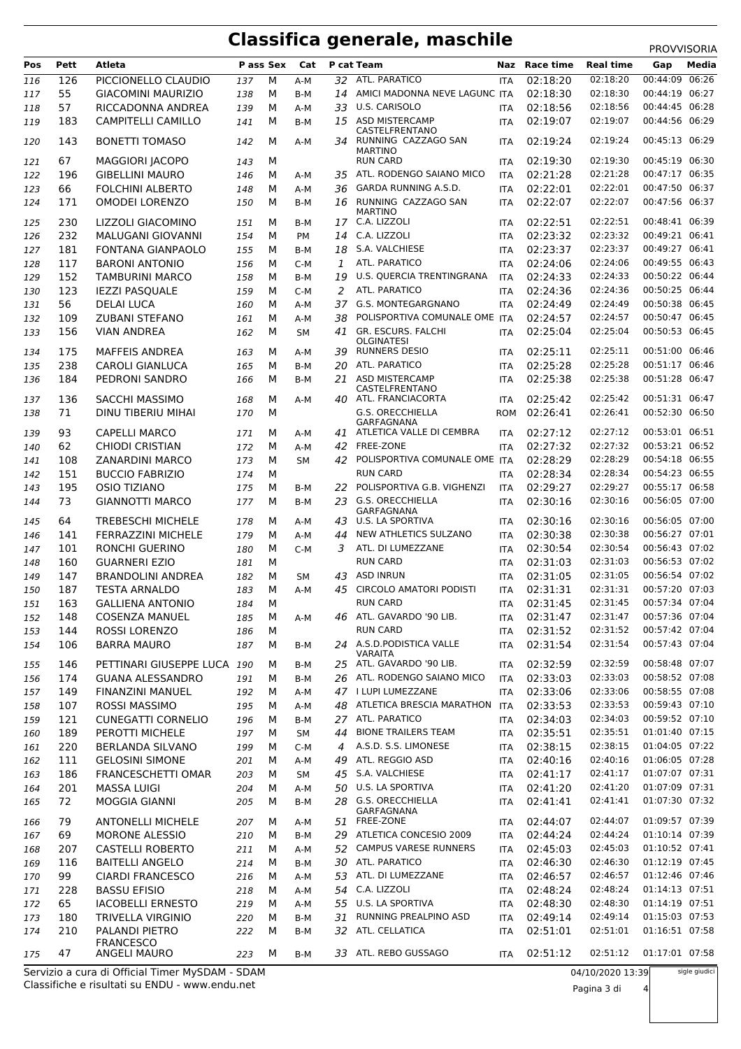# Classifica generale, maschile

PROVVISORIA

| Pos | Pett | Atleta | P ass | Sex | Cat | P cat | Team | Naz | Race time | Real time | Gap | Media |
|---|---|---|---|---|---|---|---|---|---|---|---|---|
| 116 | 126 | PICCIONELLO CLAUDIO | 137 | M | A-M | 32 | ATL. PARATICO | ITA | 02:18:20 | 02:18:20 | 00:44:09 | 06:26 |
| 117 | 55 | GIACOMINI MAURIZIO | 138 | M | B-M | 14 | AMICI MADONNA NEVE LAGUNC | ITA | 02:18:30 | 02:18:30 | 00:44:19 | 06:27 |
| 118 | 57 | RICCADONNA ANDREA | 139 | M | A-M | 33 | U.S. CARISOLO | ITA | 02:18:56 | 02:18:56 | 00:44:45 | 06:28 |
| 119 | 183 | CAMPITELLI CAMILLO | 141 | M | B-M | 15 | ASD MISTERCAMP CASTELFRENTANO | ITA | 02:19:07 | 02:19:07 | 00:44:56 | 06:29 |
| 120 | 143 | BONETTI TOMASO | 142 | M | A-M | 34 | RUNNING CAZZAGO SAN MARTINO | ITA | 02:19:24 | 02:19:24 | 00:45:13 | 06:29 |
| 121 | 67 | MAGGIORI JACOPO | 143 | M | | | RUN CARD | ITA | 02:19:30 | 02:19:30 | 00:45:19 | 06:30 |
| 122 | 196 | GIBELLINI MAURO | 146 | M | A-M | 35 | ATL. RODENGO SAIANO MICO | ITA | 02:21:28 | 02:21:28 | 00:47:17 | 06:35 |
| 123 | 66 | FOLCHINI ALBERTO | 148 | M | A-M | 36 | GARDA RUNNING A.S.D. | ITA | 02:22:01 | 02:22:01 | 00:47:50 | 06:37 |
| 124 | 171 | OMODEI LORENZO | 150 | M | B-M | 16 | RUNNING CAZZAGO SAN MARTINO | ITA | 02:22:07 | 02:22:07 | 00:47:56 | 06:37 |
| 125 | 230 | LIZZOLI GIACOMINO | 151 | M | B-M | 17 | C.A. LIZZOLI | ITA | 02:22:51 | 02:22:51 | 00:48:41 | 06:39 |
| 126 | 232 | MALUGANI GIOVANNI | 154 | M | PM | 14 | C.A. LIZZOLI | ITA | 02:23:32 | 02:23:32 | 00:49:21 | 06:41 |
| 127 | 181 | FONTANA GIANPAOLO | 155 | M | B-M | 18 | S.A. VALCHIESE | ITA | 02:23:37 | 02:23:37 | 00:49:27 | 06:41 |
| 128 | 117 | BARONI ANTONIO | 156 | M | C-M | 1 | ATL. PARATICO | ITA | 02:24:06 | 02:24:06 | 00:49:55 | 06:43 |
| 129 | 152 | TAMBURINI MARCO | 158 | M | B-M | 19 | U.S. QUERCIA TRENTINGRANA | ITA | 02:24:33 | 02:24:33 | 00:50:22 | 06:44 |
| 130 | 123 | IEZZI PASQUALE | 159 | M | C-M | 2 | ATL. PARATICO | ITA | 02:24:36 | 02:24:36 | 00:50:25 | 06:44 |
| 131 | 56 | DELAI LUCA | 160 | M | A-M | 37 | G.S. MONTEGARGNANO | ITA | 02:24:49 | 02:24:49 | 00:50:38 | 06:45 |
| 132 | 109 | ZUBANI STEFANO | 161 | M | A-M | 38 | POLISPORTIVA COMUNALE OME | ITA | 02:24:57 | 02:24:57 | 00:50:47 | 06:45 |
| 133 | 156 | VIAN ANDREA | 162 | M | SM | 41 | GR. ESCURS. FALCHI OLGINATESI | ITA | 02:25:04 | 02:25:04 | 00:50:53 | 06:45 |
| 134 | 175 | MAFFEIS ANDREA | 163 | M | A-M | 39 | RUNNERS DESIO | ITA | 02:25:11 | 02:25:11 | 00:51:00 | 06:46 |
| 135 | 238 | CAROLI GIANLUCA | 165 | M | B-M | 20 | ATL. PARATICO | ITA | 02:25:28 | 02:25:28 | 00:51:17 | 06:46 |
| 136 | 184 | PEDRONI SANDRO | 166 | M | B-M | 21 | ASD MISTERCAMP CASTELFRENTANO | ITA | 02:25:38 | 02:25:38 | 00:51:28 | 06:47 |
| 137 | 136 | SACCHI MASSIMO | 168 | M | A-M | 40 | ATL. FRANCIACORTA | ITA | 02:25:42 | 02:25:42 | 00:51:31 | 06:47 |
| 138 | 71 | DINU TIBERIU MIHAI | 170 | M | | | G.S. ORECCHIELLA GARFAGNANA | ROM | 02:26:41 | 02:26:41 | 00:52:30 | 06:50 |
| 139 | 93 | CAPELLI MARCO | 171 | M | A-M | 41 | ATLETICA VALLE DI CEMBRA | ITA | 02:27:12 | 02:27:12 | 00:53:01 | 06:51 |
| 140 | 62 | CHIODI CRISTIAN | 172 | M | A-M | 42 | FREE-ZONE | ITA | 02:27:32 | 02:27:32 | 00:53:21 | 06:52 |
| 141 | 108 | ZANARDINI MARCO | 173 | M | SM | 42 | POLISPORTIVA COMUNALE OME | ITA | 02:28:29 | 02:28:29 | 00:54:18 | 06:55 |
| 142 | 151 | BUCCIO FABRIZIO | 174 | M | | | RUN CARD | ITA | 02:28:34 | 02:28:34 | 00:54:23 | 06:55 |
| 143 | 195 | OSIO TIZIANO | 175 | M | B-M | 22 | POLISPORTIVA G.B. VIGHENZI | ITA | 02:29:27 | 02:29:27 | 00:55:17 | 06:58 |
| 144 | 73 | GIANNOTTI MARCO | 177 | M | B-M | 23 | G.S. ORECCHIELLA GARFAGNANA | ITA | 02:30:16 | 02:30:16 | 00:56:05 | 07:00 |
| 145 | 64 | TREBESCHI MICHELE | 178 | M | A-M | 43 | U.S. LA SPORTIVA | ITA | 02:30:16 | 02:30:16 | 00:56:05 | 07:00 |
| 146 | 141 | FERRAZZINI MICHELE | 179 | M | A-M | 44 | NEW ATHLETICS SULZANO | ITA | 02:30:38 | 02:30:38 | 00:56:27 | 07:01 |
| 147 | 101 | RONCHI GUERINO | 180 | M | C-M | 3 | ATL. DI LUMEZZANE | ITA | 02:30:54 | 02:30:54 | 00:56:43 | 07:02 |
| 148 | 160 | GUARNERI EZIO | 181 | M | | | RUN CARD | ITA | 02:31:03 | 02:31:03 | 00:56:53 | 07:02 |
| 149 | 147 | BRANDOLINI ANDREA | 182 | M | SM | 43 | ASD INRUN | ITA | 02:31:05 | 02:31:05 | 00:56:54 | 07:02 |
| 150 | 187 | TESTA ARNALDO | 183 | M | A-M | 45 | CIRCOLO AMATORI PODISTI | ITA | 02:31:31 | 02:31:31 | 00:57:20 | 07:03 |
| 151 | 163 | GALLIENA ANTONIO | 184 | M | | | RUN CARD | ITA | 02:31:45 | 02:31:45 | 00:57:34 | 07:04 |
| 152 | 148 | COSENZA MANUEL | 185 | M | A-M | 46 | ATL. GAVARDO '90 LIB. | ITA | 02:31:47 | 02:31:47 | 00:57:36 | 07:04 |
| 153 | 144 | ROSSI LORENZO | 186 | M | | | RUN CARD | ITA | 02:31:52 | 02:31:52 | 00:57:42 | 07:04 |
| 154 | 106 | BARRA MAURO | 187 | M | B-M | 24 | A.S.D.PODISTICA VALLE VARAITA | ITA | 02:31:54 | 02:31:54 | 00:57:43 | 07:04 |
| 155 | 146 | PETTINARI GIUSEPPE LUCA | 190 | M | B-M | 25 | ATL. GAVARDO '90 LIB. | ITA | 02:32:59 | 02:32:59 | 00:58:48 | 07:07 |
| 156 | 174 | GUANA ALESSANDRO | 191 | M | B-M | 26 | ATL. RODENGO SAIANO MICO | ITA | 02:33:03 | 02:33:03 | 00:58:52 | 07:08 |
| 157 | 149 | FINANZINI MANUEL | 192 | M | A-M | 47 | I LUPI LUMEZZANE | ITA | 02:33:06 | 02:33:06 | 00:58:55 | 07:08 |
| 158 | 107 | ROSSI MASSIMO | 195 | M | A-M | 48 | ATLETICA BRESCIA MARATHON | ITA | 02:33:53 | 02:33:53 | 00:59:43 | 07:10 |
| 159 | 121 | CUNEGATTI CORNELIO | 196 | M | B-M | 27 | ATL. PARATICO | ITA | 02:34:03 | 02:34:03 | 00:59:52 | 07:10 |
| 160 | 189 | PEROTTI MICHELE | 197 | M | SM | 44 | BIONE TRAILERS TEAM | ITA | 02:35:51 | 02:35:51 | 01:01:40 | 07:15 |
| 161 | 220 | BERLANDA SILVANO | 199 | M | C-M | 4 | A.S.D. S.S. LIMONESE | ITA | 02:38:15 | 02:38:15 | 01:04:05 | 07:22 |
| 162 | 111 | GELOSINI SIMONE | 201 | M | A-M | 49 | ATL. REGGIO ASD | ITA | 02:40:16 | 02:40:16 | 01:06:05 | 07:28 |
| 163 | 186 | FRANCESCHETTI OMAR | 203 | M | SM | 45 | S.A. VALCHIESE | ITA | 02:41:17 | 02:41:17 | 01:07:07 | 07:31 |
| 164 | 201 | MASSA LUIGI | 204 | M | A-M | 50 | U.S. LA SPORTIVA | ITA | 02:41:20 | 02:41:20 | 01:07:09 | 07:31 |
| 165 | 72 | MOGGIA GIANNI | 205 | M | B-M | 28 | G.S. ORECCHIELLA GARFAGNANA | ITA | 02:41:41 | 02:41:41 | 01:07:30 | 07:32 |
| 166 | 79 | ANTONELLI MICHELE | 207 | M | A-M | 51 | FREE-ZONE | ITA | 02:44:07 | 02:44:07 | 01:09:57 | 07:39 |
| 167 | 69 | MORONE ALESSIO | 210 | M | B-M | 29 | ATLETICA CONCESIO 2009 | ITA | 02:44:24 | 02:44:24 | 01:10:14 | 07:39 |
| 168 | 207 | CASTELLI ROBERTO | 211 | M | A-M | 52 | CAMPUS VARESE RUNNERS | ITA | 02:45:03 | 02:45:03 | 01:10:52 | 07:41 |
| 169 | 116 | BAITELLI ANGELO | 214 | M | B-M | 30 | ATL. PARATICO | ITA | 02:46:30 | 02:46:30 | 01:12:19 | 07:45 |
| 170 | 99 | CIARDI FRANCESCO | 216 | M | A-M | 53 | ATL. DI LUMEZZANE | ITA | 02:46:57 | 02:46:57 | 01:12:46 | 07:46 |
| 171 | 228 | BASSU EFISIO | 218 | M | A-M | 54 | C.A. LIZZOLI | ITA | 02:48:24 | 02:48:24 | 01:14:13 | 07:51 |
| 172 | 65 | IACOBELLI ERNESTO | 219 | M | A-M | 55 | U.S. LA SPORTIVA | ITA | 02:48:30 | 02:48:30 | 01:14:19 | 07:51 |
| 173 | 180 | TRIVELLA VIRGINIO | 220 | M | B-M | 31 | RUNNING PREALPINO ASD | ITA | 02:49:14 | 02:49:14 | 01:15:03 | 07:53 |
| 174 | 210 | PALANDI PIETRO FRANCESCO | 222 | M | B-M | 32 | ATL. CELLATICA | ITA | 02:51:01 | 02:51:01 | 01:16:51 | 07:58 |
| 175 | 47 | ANGELI MAURO | 223 | M | B-M | 33 | ATL. REBO GUSSAGO | ITA | 02:51:12 | 02:51:12 | 01:17:01 | 07:58 |

Servizio a cura di Official Timer MySDAM - SDAM
Classifiche e risultati su ENDU - www.endu.net

04/10/2020 13:39

sigle giudici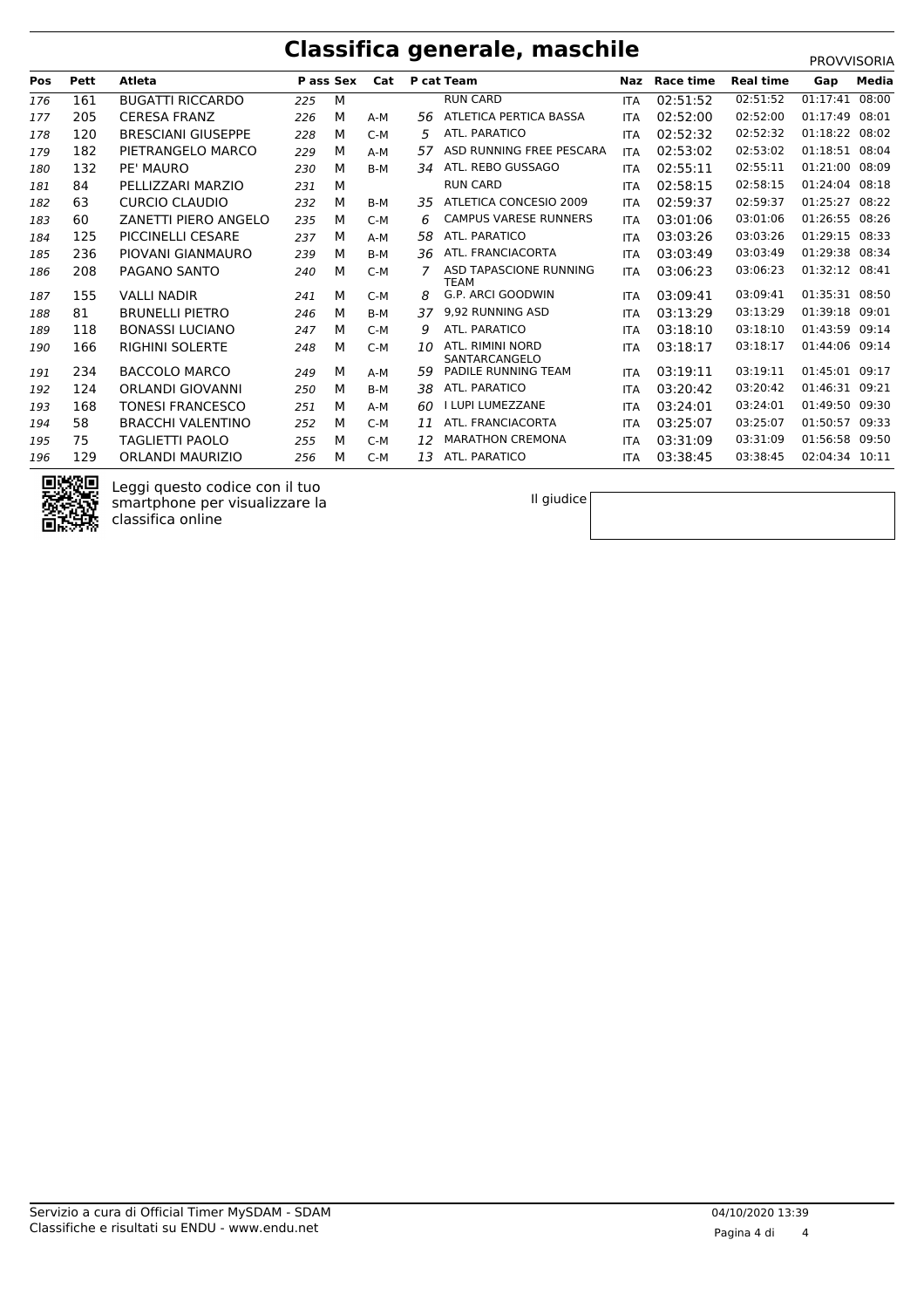# Classifica generale, maschile

PROVVISORIA

| Pos | Pett | Atleta | P ass | Sex | Cat | P cat | Team | Naz | Race time | Real time | Gap | Media |
|---|---|---|---|---|---|---|---|---|---|---|---|---|
| 176 | 161 | BUGATTI RICCARDO | 225 | M | | | RUN CARD | ITA | 02:51:52 | 02:51:52 | 01:17:41 | 08:00 |
| 177 | 205 | CERESA FRANZ | 226 | M | A-M | 56 | ATLETICA PERTICA BASSA | ITA | 02:52:00 | 02:52:00 | 01:17:49 | 08:01 |
| 178 | 120 | BRESCIANI GIUSEPPE | 228 | M | C-M | 5 | ATL. PARATICO | ITA | 02:52:32 | 02:52:32 | 01:18:22 | 08:02 |
| 179 | 182 | PIETRANGELO MARCO | 229 | M | A-M | 57 | ASD RUNNING FREE PESCARA | ITA | 02:53:02 | 02:53:02 | 01:18:51 | 08:04 |
| 180 | 132 | PE' MAURO | 230 | M | B-M | 34 | ATL. REBO GUSSAGO | ITA | 02:55:11 | 02:55:11 | 01:21:00 | 08:09 |
| 181 | 84 | PELLIZZARI MARZIO | 231 | M | | | RUN CARD | ITA | 02:58:15 | 02:58:15 | 01:24:04 | 08:18 |
| 182 | 63 | CURCIO CLAUDIO | 232 | M | B-M | 35 | ATLETICA CONCESIO 2009 | ITA | 02:59:37 | 02:59:37 | 01:25:27 | 08:22 |
| 183 | 60 | ZANETTI PIERO ANGELO | 235 | M | C-M | 6 | CAMPUS VARESE RUNNERS | ITA | 03:01:06 | 03:01:06 | 01:26:55 | 08:26 |
| 184 | 125 | PICCINELLI CESARE | 237 | M | A-M | 58 | ATL. PARATICO | ITA | 03:03:26 | 03:03:26 | 01:29:15 | 08:33 |
| 185 | 236 | PIOVANI GIANMAURO | 239 | M | B-M | 36 | ATL. FRANCIACORTA | ITA | 03:03:49 | 03:03:49 | 01:29:38 | 08:34 |
| 186 | 208 | PAGANO SANTO | 240 | M | C-M | 7 | ASD TAPASCIONE RUNNING TEAM | ITA | 03:06:23 | 03:06:23 | 01:32:12 | 08:41 |
| 187 | 155 | VALLI NADIR | 241 | M | C-M | 8 | G.P. ARCI GOODWIN | ITA | 03:09:41 | 03:09:41 | 01:35:31 | 08:50 |
| 188 | 81 | BRUNELLI PIETRO | 246 | M | B-M | 37 | 9,92 RUNNING ASD | ITA | 03:13:29 | 03:13:29 | 01:39:18 | 09:01 |
| 189 | 118 | BONASSI LUCIANO | 247 | M | C-M | 9 | ATL. PARATICO | ITA | 03:18:10 | 03:18:10 | 01:43:59 | 09:14 |
| 190 | 166 | RIGHINI SOLERTE | 248 | M | C-M | 10 | ATL. RIMINI NORD SANTARCANGELO | ITA | 03:18:17 | 03:18:17 | 01:44:06 | 09:14 |
| 191 | 234 | BACCOLO MARCO | 249 | M | A-M | 59 | PADILE RUNNING TEAM | ITA | 03:19:11 | 03:19:11 | 01:45:01 | 09:17 |
| 192 | 124 | ORLANDI GIOVANNI | 250 | M | B-M | 38 | ATL. PARATICO | ITA | 03:20:42 | 03:20:42 | 01:46:31 | 09:21 |
| 193 | 168 | TONESI FRANCESCO | 251 | M | A-M | 60 | I LUPI LUMEZZANE | ITA | 03:24:01 | 03:24:01 | 01:49:50 | 09:30 |
| 194 | 58 | BRACCHI VALENTINO | 252 | M | C-M | 11 | ATL. FRANCIACORTA | ITA | 03:25:07 | 03:25:07 | 01:50:57 | 09:33 |
| 195 | 75 | TAGLIETTI PAOLO | 255 | M | C-M | 12 | MARATHON CREMONA | ITA | 03:31:09 | 03:31:09 | 01:56:58 | 09:50 |
| 196 | 129 | ORLANDI MAURIZIO | 256 | M | C-M | 13 | ATL. PARATICO | ITA | 03:38:45 | 03:38:45 | 02:04:34 | 10:11 |

Leggi questo codice con il tuo smartphone per visualizzare la classifica online

Il giudice

Servizio a cura di Official Timer MySDAM - SDAM
Classifiche e risultati su ENDU - www.endu.net

04/10/2020 13:39